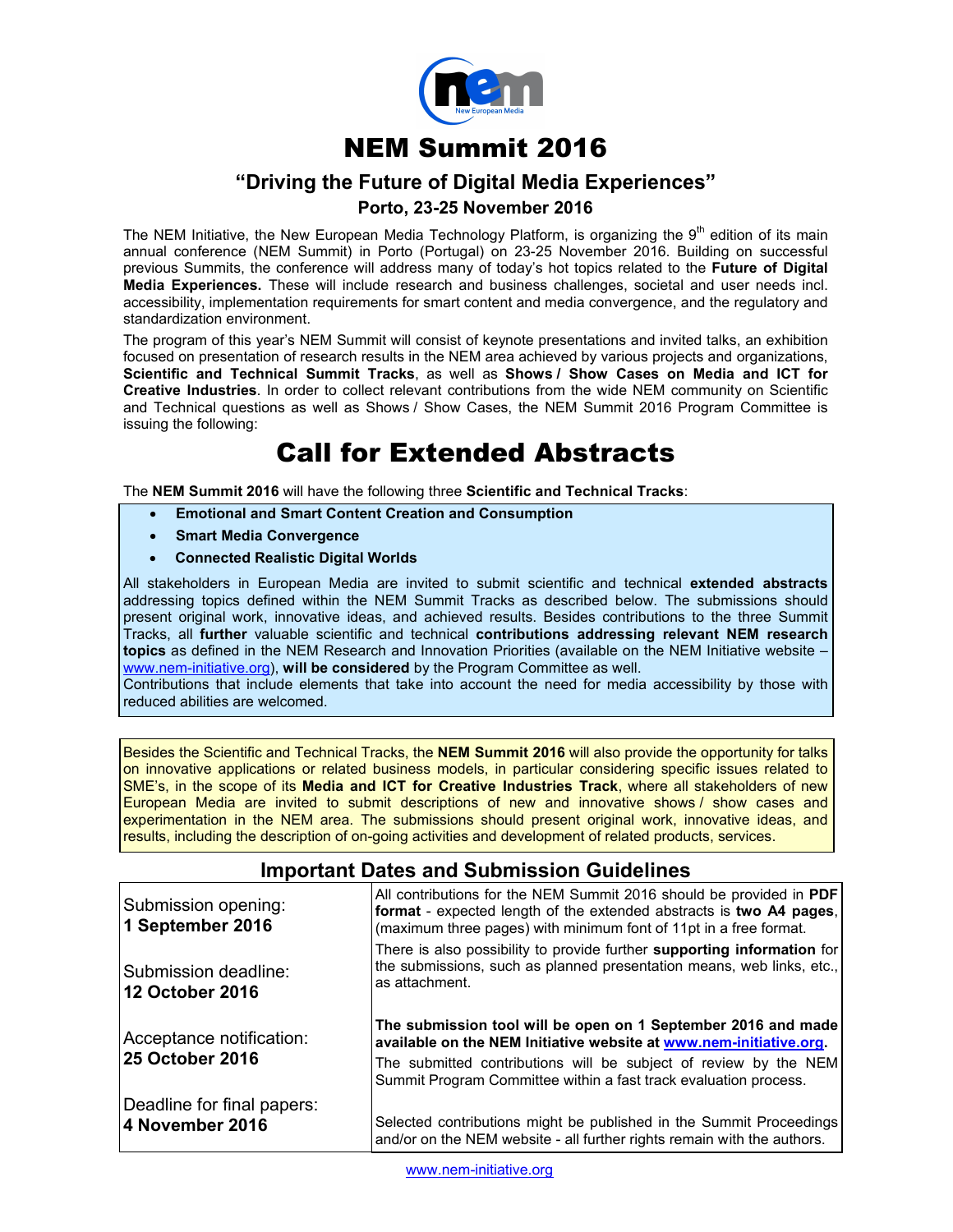# NEM Summit 2016

## "Driving the Future of Digital Media Experiences"

### Porto, 23-25 November 2016

The NEM Initiative, the New European Media Technology Platform, is organizing the 9th edition of its main annual conference (NEM Summit) in Porto (Portugal) on 23-25 November 2016. Building on successful previous Summits, the conference will address many of today's hot topics related to the **Future of Digital Media Experiences.** These will include research and business challenges, societal and user needs incl. accessibility, implementation requirements for smart content and media convergence, and the regulatory and standardization environment.

The program of this year's NEM Summit will consist of keynote presentations and invited talks, an exhibition focused on presentation of research results in the NEM area achieved by various projects and organizations, **Scientific and Technical Summit Tracks**, as well as **Shows / Show Cases on Media and ICT for Creative Industries**. In order to collect relevant contributions from the wide NEM community on Scientific and Technical questions as well as Shows / Show Cases, the NEM Summit 2016 Program Committee is issuing the following:

# Call for Extended Abstracts

The **NEM Summit 2016** will have the following three **Scientific and Technical Tracks**:

- **Emotional and Smart Content Creation and Consumption**
- **Smart Media Convergence**
- **Connected Realistic Digital Worlds**

All stakeholders in European Media are invited to submit scientific and technical **extended abstracts** addressing topics defined within the NEM Summit Tracks as described below. The submissions should present original work, innovative ideas, and achieved results. Besides contributions to the three Summit Tracks, all **further** valuable scientific and technical **contributions addressing relevant NEM research topics** as defined in the NEM Research and Innovation Priorities (available on the NEM Initiative website – www.nem-initiative.org), **will be considered** by the Program Committee as well.
Contributions that include elements that take into account the need for media accessibility by those with reduced abilities are welcomed.

Besides the Scientific and Technical Tracks, the **NEM Summit 2016** will also provide the opportunity for talks on innovative applications or related business models, in particular considering specific issues related to SME's, in the scope of its **Media and ICT for Creative Industries Track**, where all stakeholders of new European Media are invited to submit descriptions of new and innovative shows / show cases and experimentation in the NEM area. The submissions should present original work, innovative ideas, and results, including the description of on-going activities and development of related products, services.

## Important Dates and Submission Guidelines

| | |
|---|---|
| Submission opening: **1 September 2016** | All contributions for the NEM Summit 2016 should be provided in **PDF format** - expected length of the extended abstracts is **two A4 pages**, (maximum three pages) with minimum font of 11pt in a free format. |
| Submission deadline: **12 October 2016** | There is also possibility to provide further **supporting information** for the submissions, such as planned presentation means, web links, etc., as attachment. |
| Acceptance notification: **25 October 2016** | **The submission tool will be open on 1 September 2016 and made available on the NEM Initiative website at www.nem-initiative.org.** The submitted contributions will be subject of review by the NEM Summit Program Committee within a fast track evaluation process. |
| Deadline for final papers: **4 November 2016** | Selected contributions might be published in the Summit Proceedings and/or on the NEM website - all further rights remain with the authors. |

www.nem-initiative.org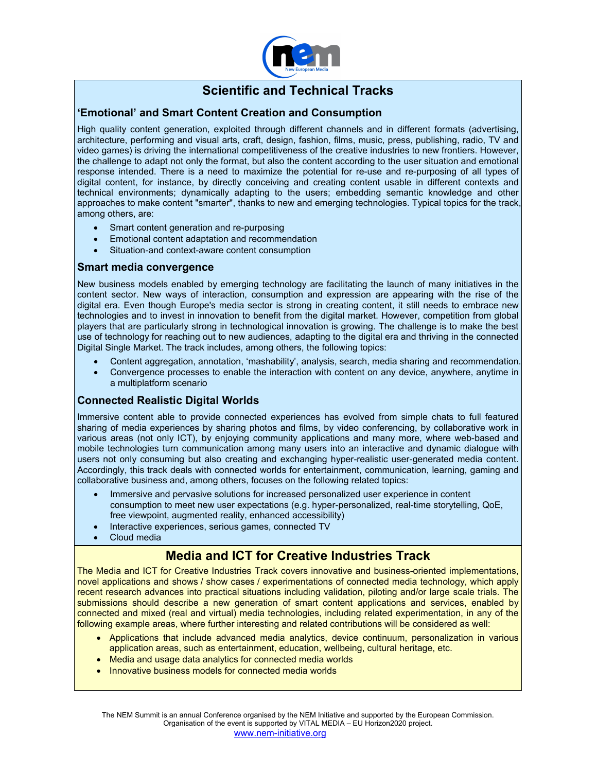## Scientific and Technical Tracks

### 'Emotional' and Smart Content Creation and Consumption

High quality content generation, exploited through different channels and in different formats (advertising, architecture, performing and visual arts, craft, design, fashion, films, music, press, publishing, radio, TV and video games) is driving the international competitiveness of the creative industries to new frontiers. However, the challenge to adapt not only the format, but also the content according to the user situation and emotional response intended. There is a need to maximize the potential for re-use and re-purposing of all types of digital content, for instance, by directly conceiving and creating content usable in different contexts and technical environments; dynamically adapting to the users; embedding semantic knowledge and other approaches to make content "smarter", thanks to new and emerging technologies. Typical topics for the track, among others, are:

- Smart content generation and re-purposing
- Emotional content adaptation and recommendation
- Situation-and context-aware content consumption

### Smart media convergence

New business models enabled by emerging technology are facilitating the launch of many initiatives in the content sector. New ways of interaction, consumption and expression are appearing with the rise of the digital era. Even though Europe's media sector is strong in creating content, it still needs to embrace new technologies and to invest in innovation to benefit from the digital market. However, competition from global players that are particularly strong in technological innovation is growing. The challenge is to make the best use of technology for reaching out to new audiences, adapting to the digital era and thriving in the connected Digital Single Market. The track includes, among others, the following topics:

- Content aggregation, annotation, 'mashability', analysis, search, media sharing and recommendation.
- Convergence processes to enable the interaction with content on any device, anywhere, anytime in a multiplatform scenario

### Connected Realistic Digital Worlds

Immersive content able to provide connected experiences has evolved from simple chats to full featured sharing of media experiences by sharing photos and films, by video conferencing, by collaborative work in various areas (not only ICT), by enjoying community applications and many more, where web-based and mobile technologies turn communication among many users into an interactive and dynamic dialogue with users not only consuming but also creating and exchanging hyper-realistic user-generated media content. Accordingly, this track deals with connected worlds for entertainment, communication, learning, gaming and collaborative business and, among others, focuses on the following related topics:

- Immersive and pervasive solutions for increased personalized user experience in content consumption to meet new user expectations (e.g. hyper-personalized, real-time storytelling, QoE, free viewpoint, augmented reality, enhanced accessibility)
- Interactive experiences, serious games, connected TV
- Cloud media

## Media and ICT for Creative Industries Track

The Media and ICT for Creative Industries Track covers innovative and business-oriented implementations, novel applications and shows / show cases / experimentations of connected media technology, which apply recent research advances into practical situations including validation, piloting and/or large scale trials. The submissions should describe a new generation of smart content applications and services, enabled by connected and mixed (real and virtual) media technologies, including related experimentation, in any of the following example areas, where further interesting and related contributions will be considered as well:

- Applications that include advanced media analytics, device continuum, personalization in various application areas, such as entertainment, education, wellbeing, cultural heritage, etc.
- Media and usage data analytics for connected media worlds
- Innovative business models for connected media worlds

The NEM Summit is an annual Conference organised by the NEM Initiative and supported by the European Commission.
Organisation of the event is supported by VITAL MEDIA – EU Horizon2020 project.
www.nem-initiative.org